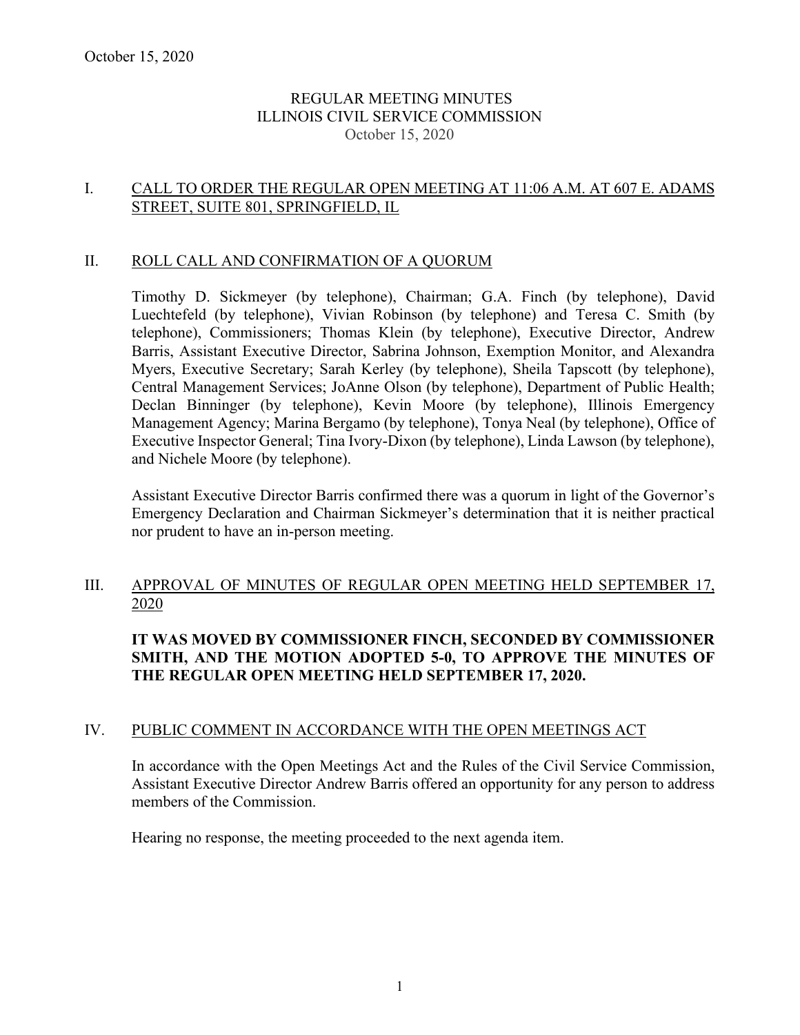October 15, 2020

# REGULAR MEETING MINUTES
# ILLINOIS CIVIL SERVICE COMMISSION
October 15, 2020

## I. CALL TO ORDER THE REGULAR OPEN MEETING AT 11:06 A.M. AT 607 E. ADAMS STREET, SUITE 801, SPRINGFIELD, IL

## II. ROLL CALL AND CONFIRMATION OF A QUORUM

Timothy D. Sickmeyer (by telephone), Chairman; G.A. Finch (by telephone), David Luechtefeld (by telephone), Vivian Robinson (by telephone) and Teresa C. Smith (by telephone), Commissioners; Thomas Klein (by telephone), Executive Director, Andrew Barris, Assistant Executive Director, Sabrina Johnson, Exemption Monitor, and Alexandra Myers, Executive Secretary; Sarah Kerley (by telephone), Sheila Tapscott (by telephone), Central Management Services; JoAnne Olson (by telephone), Department of Public Health; Declan Binninger (by telephone), Kevin Moore (by telephone), Illinois Emergency Management Agency; Marina Bergamo (by telephone), Tonya Neal (by telephone), Office of Executive Inspector General; Tina Ivory-Dixon (by telephone), Linda Lawson (by telephone), and Nichele Moore (by telephone).

Assistant Executive Director Barris confirmed there was a quorum in light of the Governor's Emergency Declaration and Chairman Sickmeyer's determination that it is neither practical nor prudent to have an in-person meeting.

## III. APPROVAL OF MINUTES OF REGULAR OPEN MEETING HELD SEPTEMBER 17, 2020

**IT WAS MOVED BY COMMISSIONER FINCH, SECONDED BY COMMISSIONER SMITH, AND THE MOTION ADOPTED 5-0, TO APPROVE THE MINUTES OF THE REGULAR OPEN MEETING HELD SEPTEMBER 17, 2020.**

## IV. PUBLIC COMMENT IN ACCORDANCE WITH THE OPEN MEETINGS ACT

In accordance with the Open Meetings Act and the Rules of the Civil Service Commission, Assistant Executive Director Andrew Barris offered an opportunity for any person to address members of the Commission.

Hearing no response, the meeting proceeded to the next agenda item.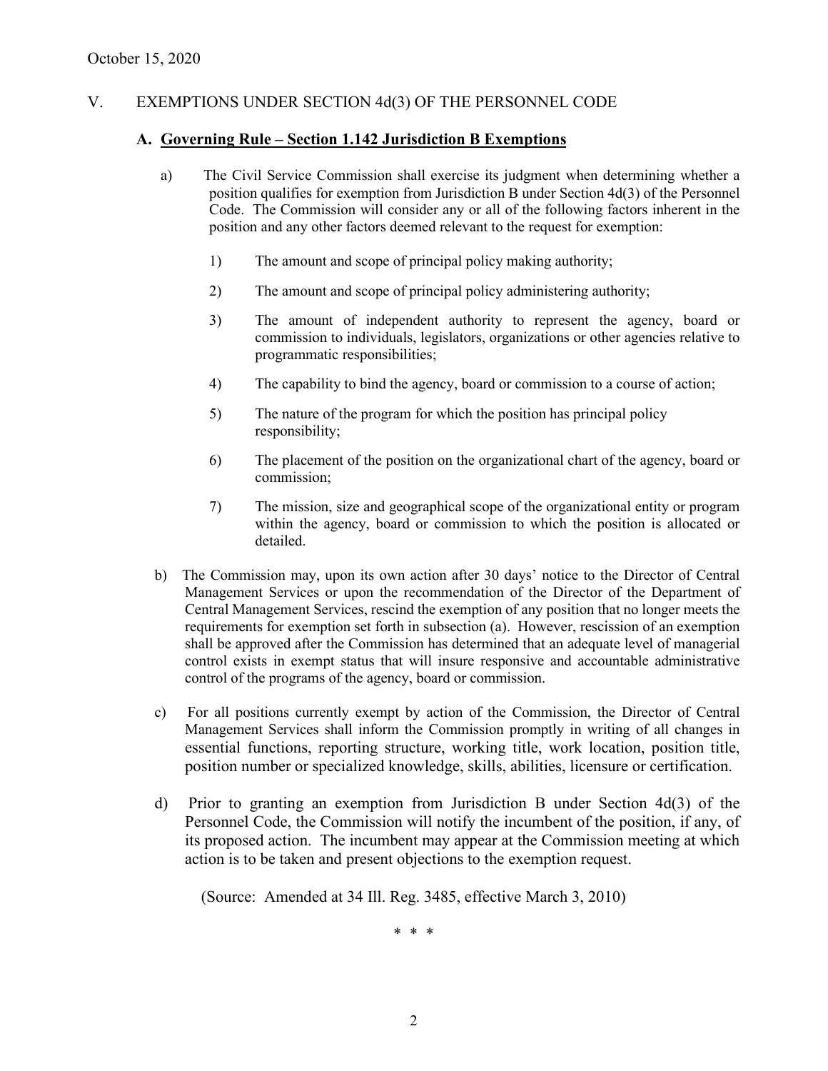## V. EXEMPTIONS UNDER SECTION 4d(3) OF THE PERSONNEL CODE

### A. Governing Rule – Section 1.142 Jurisdiction B Exemptions

a) The Civil Service Commission shall exercise its judgment when determining whether a position qualifies for exemption from Jurisdiction B under Section 4d(3) of the Personnel Code. The Commission will consider any or all of the following factors inherent in the position and any other factors deemed relevant to the request for exemption:

1) The amount and scope of principal policy making authority;

2) The amount and scope of principal policy administering authority;

3) The amount of independent authority to represent the agency, board or commission to individuals, legislators, organizations or other agencies relative to programmatic responsibilities;

4) The capability to bind the agency, board or commission to a course of action;

5) The nature of the program for which the position has principal policy responsibility;

6) The placement of the position on the organizational chart of the agency, board or commission;

7) The mission, size and geographical scope of the organizational entity or program within the agency, board or commission to which the position is allocated or detailed.

b) The Commission may, upon its own action after 30 days' notice to the Director of Central Management Services or upon the recommendation of the Director of the Department of Central Management Services, rescind the exemption of any position that no longer meets the requirements for exemption set forth in subsection (a). However, rescission of an exemption shall be approved after the Commission has determined that an adequate level of managerial control exists in exempt status that will insure responsive and accountable administrative control of the programs of the agency, board or commission.

c) For all positions currently exempt by action of the Commission, the Director of Central Management Services shall inform the Commission promptly in writing of all changes in essential functions, reporting structure, working title, work location, position title, position number or specialized knowledge, skills, abilities, licensure or certification.

d) Prior to granting an exemption from Jurisdiction B under Section 4d(3) of the Personnel Code, the Commission will notify the incumbent of the position, if any, of its proposed action. The incumbent may appear at the Commission meeting at which action is to be taken and present objections to the exemption request.

(Source: Amended at 34 Ill. Reg. 3485, effective March 3, 2010)

\* \* \*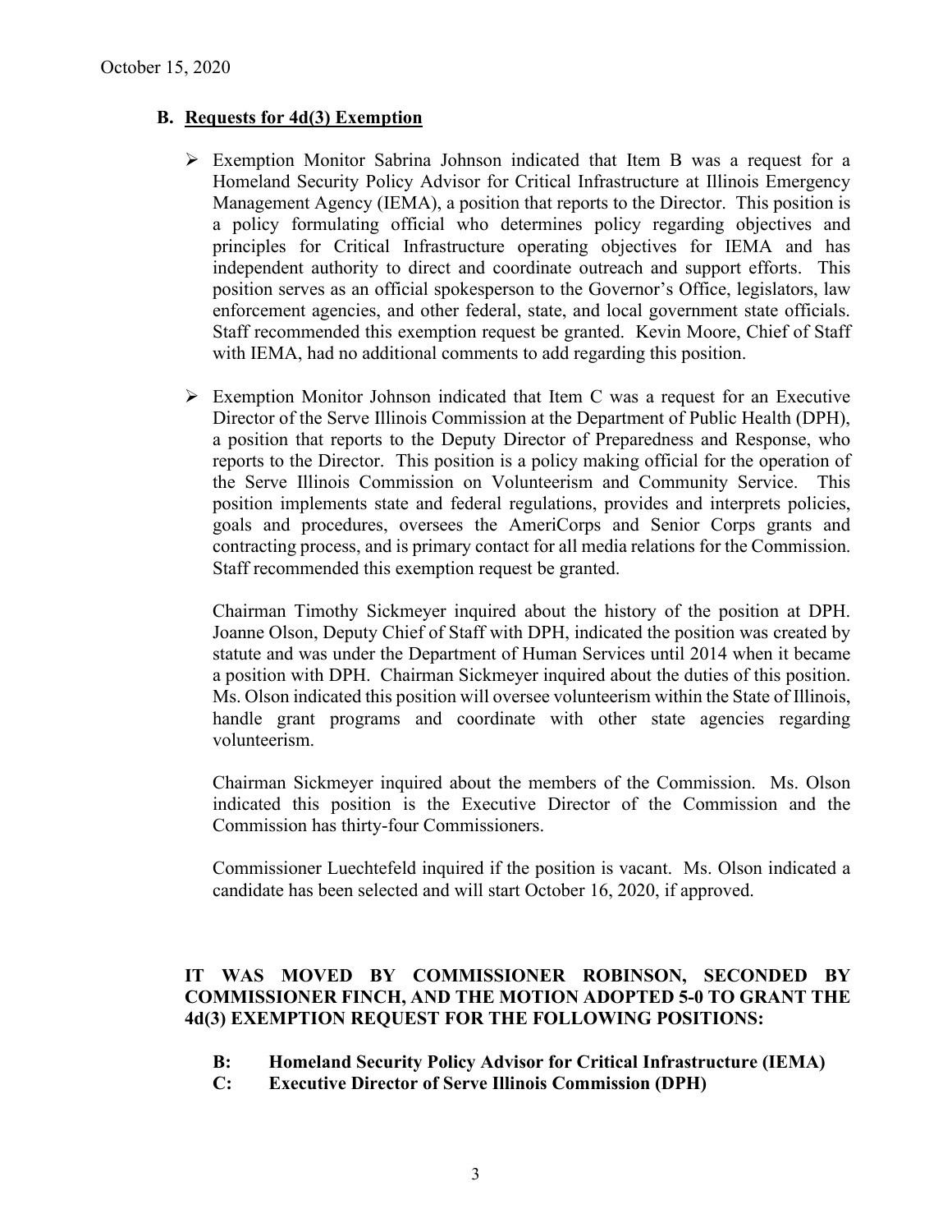## B. Requests for 4d(3) Exemption

- Exemption Monitor Sabrina Johnson indicated that Item B was a request for a Homeland Security Policy Advisor for Critical Infrastructure at Illinois Emergency Management Agency (IEMA), a position that reports to the Director. This position is a policy formulating official who determines policy regarding objectives and principles for Critical Infrastructure operating objectives for IEMA and has independent authority to direct and coordinate outreach and support efforts. This position serves as an official spokesperson to the Governor's Office, legislators, law enforcement agencies, and other federal, state, and local government state officials. Staff recommended this exemption request be granted. Kevin Moore, Chief of Staff with IEMA, had no additional comments to add regarding this position.

- Exemption Monitor Johnson indicated that Item C was a request for an Executive Director of the Serve Illinois Commission at the Department of Public Health (DPH), a position that reports to the Deputy Director of Preparedness and Response, who reports to the Director. This position is a policy making official for the operation of the Serve Illinois Commission on Volunteerism and Community Service. This position implements state and federal regulations, provides and interprets policies, goals and procedures, oversees the AmeriCorps and Senior Corps grants and contracting process, and is primary contact for all media relations for the Commission. Staff recommended this exemption request be granted.

  Chairman Timothy Sickmeyer inquired about the history of the position at DPH. Joanne Olson, Deputy Chief of Staff with DPH, indicated the position was created by statute and was under the Department of Human Services until 2014 when it became a position with DPH. Chairman Sickmeyer inquired about the duties of this position. Ms. Olson indicated this position will oversee volunteerism within the State of Illinois, handle grant programs and coordinate with other state agencies regarding volunteerism.

  Chairman Sickmeyer inquired about the members of the Commission. Ms. Olson indicated this position is the Executive Director of the Commission and the Commission has thirty-four Commissioners.

  Commissioner Luechtefeld inquired if the position is vacant. Ms. Olson indicated a candidate has been selected and will start October 16, 2020, if approved.

**IT WAS MOVED BY COMMISSIONER ROBINSON, SECONDED BY COMMISSIONER FINCH, AND THE MOTION ADOPTED 5-0 TO GRANT THE 4d(3) EXEMPTION REQUEST FOR THE FOLLOWING POSITIONS:**

**B: Homeland Security Policy Advisor for Critical Infrastructure (IEMA)**
**C: Executive Director of Serve Illinois Commission (DPH)**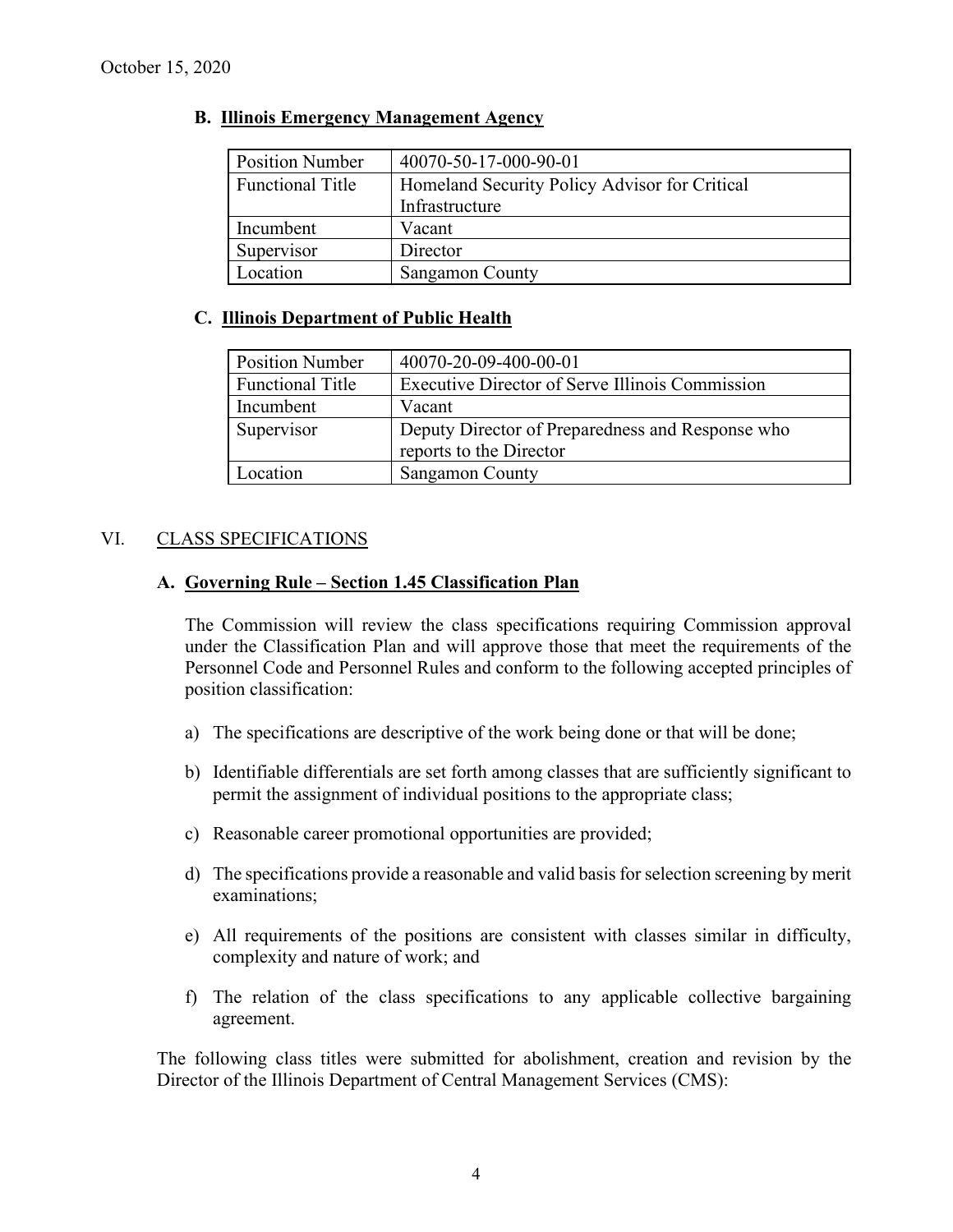October 15, 2020

### B. Illinois Emergency Management Agency

| Position Number | 40070-50-17-000-90-01 |
|---|---|
| Functional Title | Homeland Security Policy Advisor for Critical Infrastructure |
| Incumbent | Vacant |
| Supervisor | Director |
| Location | Sangamon County |

### C. Illinois Department of Public Health

| Position Number | 40070-20-09-400-00-01 |
|---|---|
| Functional Title | Executive Director of Serve Illinois Commission |
| Incumbent | Vacant |
| Supervisor | Deputy Director of Preparedness and Response who reports to the Director |
| Location | Sangamon County |

## VI. CLASS SPECIFICATIONS

### A. Governing Rule – Section 1.45 Classification Plan

The Commission will review the class specifications requiring Commission approval under the Classification Plan and will approve those that meet the requirements of the Personnel Code and Personnel Rules and conform to the following accepted principles of position classification:

a) The specifications are descriptive of the work being done or that will be done;

b) Identifiable differentials are set forth among classes that are sufficiently significant to permit the assignment of individual positions to the appropriate class;

c) Reasonable career promotional opportunities are provided;

d) The specifications provide a reasonable and valid basis for selection screening by merit examinations;

e) All requirements of the positions are consistent with classes similar in difficulty, complexity and nature of work; and

f) The relation of the class specifications to any applicable collective bargaining agreement.

The following class titles were submitted for abolishment, creation and revision by the Director of the Illinois Department of Central Management Services (CMS):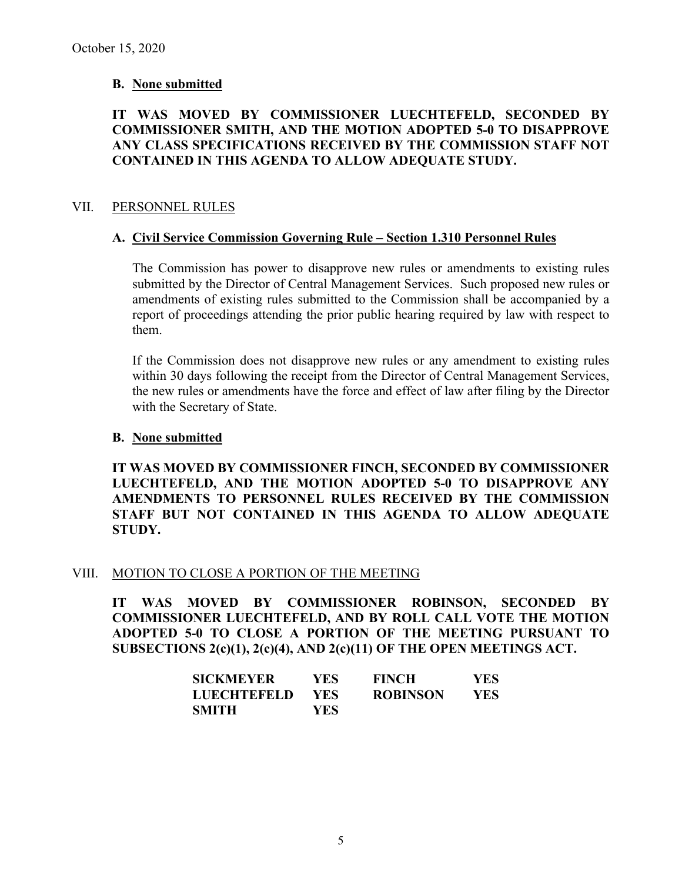October 15, 2020

**B. None submitted**

**IT WAS MOVED BY COMMISSIONER LUECHTEFELD, SECONDED BY COMMISSIONER SMITH, AND THE MOTION ADOPTED 5-0 TO DISAPPROVE ANY CLASS SPECIFICATIONS RECEIVED BY THE COMMISSION STAFF NOT CONTAINED IN THIS AGENDA TO ALLOW ADEQUATE STUDY.**

## VII. PERSONNEL RULES

### A. Civil Service Commission Governing Rule – Section 1.310 Personnel Rules

The Commission has power to disapprove new rules or amendments to existing rules submitted by the Director of Central Management Services. Such proposed new rules or amendments of existing rules submitted to the Commission shall be accompanied by a report of proceedings attending the prior public hearing required by law with respect to them.

If the Commission does not disapprove new rules or any amendment to existing rules within 30 days following the receipt from the Director of Central Management Services, the new rules or amendments have the force and effect of law after filing by the Director with the Secretary of State.

**B. None submitted**

**IT WAS MOVED BY COMMISSIONER FINCH, SECONDED BY COMMISSIONER LUECHTEFELD, AND THE MOTION ADOPTED 5-0 TO DISAPPROVE ANY AMENDMENTS TO PERSONNEL RULES RECEIVED BY THE COMMISSION STAFF BUT NOT CONTAINED IN THIS AGENDA TO ALLOW ADEQUATE STUDY.**

## VIII. MOTION TO CLOSE A PORTION OF THE MEETING

**IT WAS MOVED BY COMMISSIONER ROBINSON, SECONDED BY COMMISSIONER LUECHTEFELD, AND BY ROLL CALL VOTE THE MOTION ADOPTED 5-0 TO CLOSE A PORTION OF THE MEETING PURSUANT TO SUBSECTIONS 2(c)(1), 2(c)(4), AND 2(c)(11) OF THE OPEN MEETINGS ACT.**

| | | | |
|---|---|---|---|
| **SICKMEYER** | **YES** | **FINCH** | **YES** |
| **LUECHTEFELD** | **YES** | **ROBINSON** | **YES** |
| **SMITH** | **YES** | | |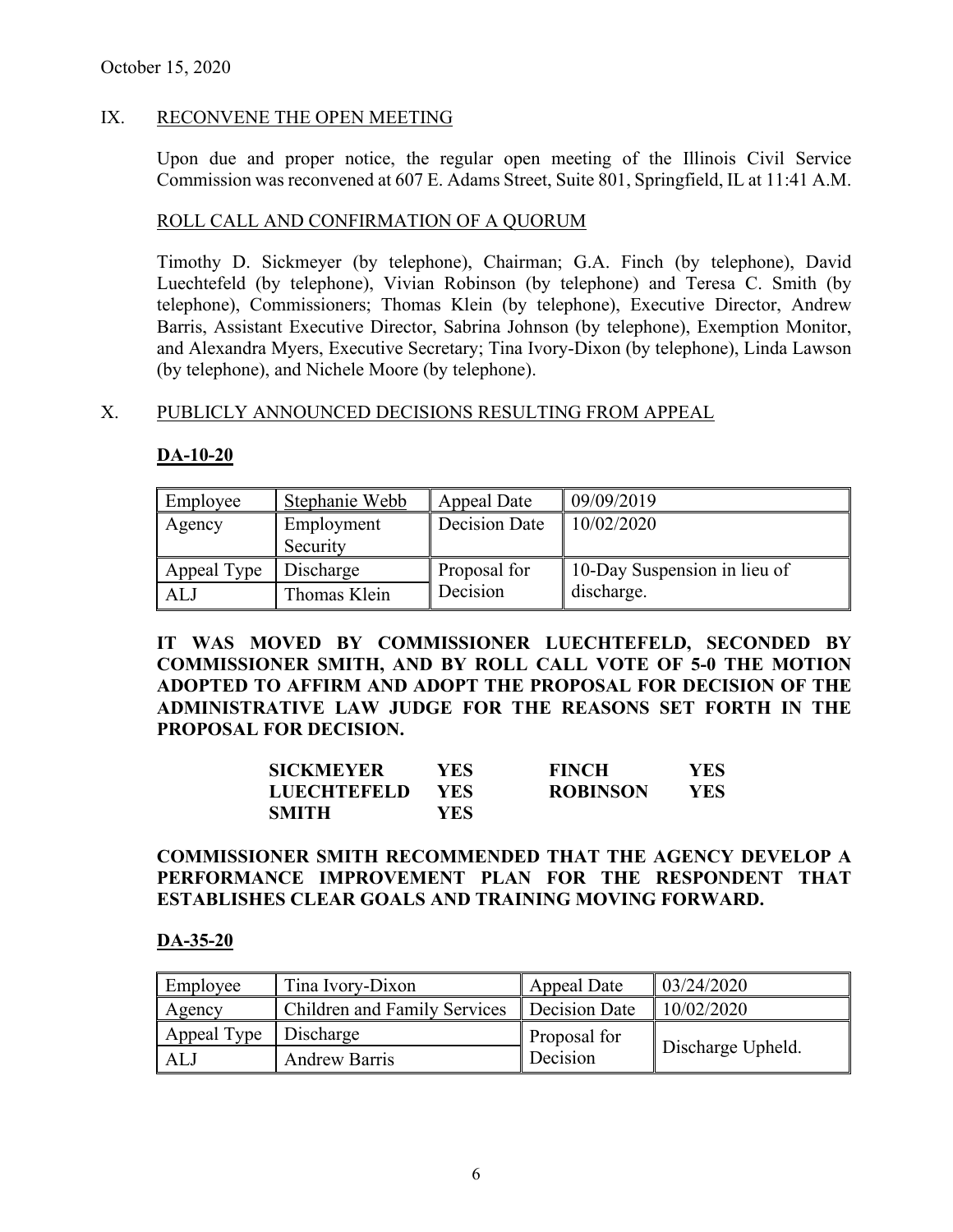October 15, 2020

## IX. RECONVENE THE OPEN MEETING

Upon due and proper notice, the regular open meeting of the Illinois Civil Service Commission was reconvened at 607 E. Adams Street, Suite 801, Springfield, IL at 11:41 A.M.

### ROLL CALL AND CONFIRMATION OF A QUORUM

Timothy D. Sickmeyer (by telephone), Chairman; G.A. Finch (by telephone), David Luechtefeld (by telephone), Vivian Robinson (by telephone) and Teresa C. Smith (by telephone), Commissioners; Thomas Klein (by telephone), Executive Director, Andrew Barris, Assistant Executive Director, Sabrina Johnson (by telephone), Exemption Monitor, and Alexandra Myers, Executive Secretary; Tina Ivory-Dixon (by telephone), Linda Lawson (by telephone), and Nichele Moore (by telephone).

## X. PUBLICLY ANNOUNCED DECISIONS RESULTING FROM APPEAL

### DA-10-20

| Employee | Stephanie Webb | Appeal Date | 09/09/2019 |
|---|---|---|---|
| Agency | Employment Security | Decision Date | 10/02/2020 |
| Appeal Type | Discharge | Proposal for Decision | 10-Day Suspension in lieu of discharge. |
| ALJ | Thomas Klein | | |

**IT WAS MOVED BY COMMISSIONER LUECHTEFELD, SECONDED BY COMMISSIONER SMITH, AND BY ROLL CALL VOTE OF 5-0 THE MOTION ADOPTED TO AFFIRM AND ADOPT THE PROPOSAL FOR DECISION OF THE ADMINISTRATIVE LAW JUDGE FOR THE REASONS SET FORTH IN THE PROPOSAL FOR DECISION.**

| | | | |
|---|---|---|---|
| **SICKMEYER** | **YES** | **FINCH** | **YES** |
| **LUECHTEFELD** | **YES** | **ROBINSON** | **YES** |
| **SMITH** | **YES** | | |

**COMMISSIONER SMITH RECOMMENDED THAT THE AGENCY DEVELOP A PERFORMANCE IMPROVEMENT PLAN FOR THE RESPONDENT THAT ESTABLISHES CLEAR GOALS AND TRAINING MOVING FORWARD.**

### DA-35-20

| Employee | Tina Ivory-Dixon | Appeal Date | 03/24/2020 |
|---|---|---|---|
| Agency | Children and Family Services | Decision Date | 10/02/2020 |
| Appeal Type | Discharge | Proposal for Decision | Discharge Upheld. |
| ALJ | Andrew Barris | | |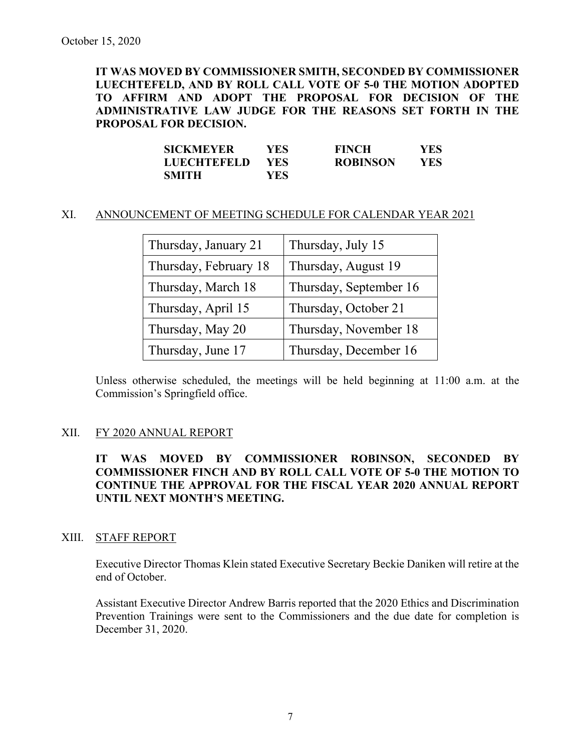October 15, 2020

**IT WAS MOVED BY COMMISSIONER SMITH, SECONDED BY COMMISSIONER LUECHTEFELD, AND BY ROLL CALL VOTE OF 5-0 THE MOTION ADOPTED TO AFFIRM AND ADOPT THE PROPOSAL FOR DECISION OF THE ADMINISTRATIVE LAW JUDGE FOR THE REASONS SET FORTH IN THE PROPOSAL FOR DECISION.**

| | | | |
|---|---|---|---|
| **SICKMEYER** | **YES** | **FINCH** | **YES** |
| **LUECHTEFELD** | **YES** | **ROBINSON** | **YES** |
| **SMITH** | **YES** | | |

XI. ANNOUNCEMENT OF MEETING SCHEDULE FOR CALENDAR YEAR 2021

| | |
|---|---|
| Thursday, January 21 | Thursday, July 15 |
| Thursday, February 18 | Thursday, August 19 |
| Thursday, March 18 | Thursday, September 16 |
| Thursday, April 15 | Thursday, October 21 |
| Thursday, May 20 | Thursday, November 18 |
| Thursday, June 17 | Thursday, December 16 |

Unless otherwise scheduled, the meetings will be held beginning at 11:00 a.m. at the Commission's Springfield office.

XII. FY 2020 ANNUAL REPORT

**IT WAS MOVED BY COMMISSIONER ROBINSON, SECONDED BY COMMISSIONER FINCH AND BY ROLL CALL VOTE OF 5-0 THE MOTION TO CONTINUE THE APPROVAL FOR THE FISCAL YEAR 2020 ANNUAL REPORT UNTIL NEXT MONTH'S MEETING.**

XIII. STAFF REPORT

Executive Director Thomas Klein stated Executive Secretary Beckie Daniken will retire at the end of October.

Assistant Executive Director Andrew Barris reported that the 2020 Ethics and Discrimination Prevention Trainings were sent to the Commissioners and the due date for completion is December 31, 2020.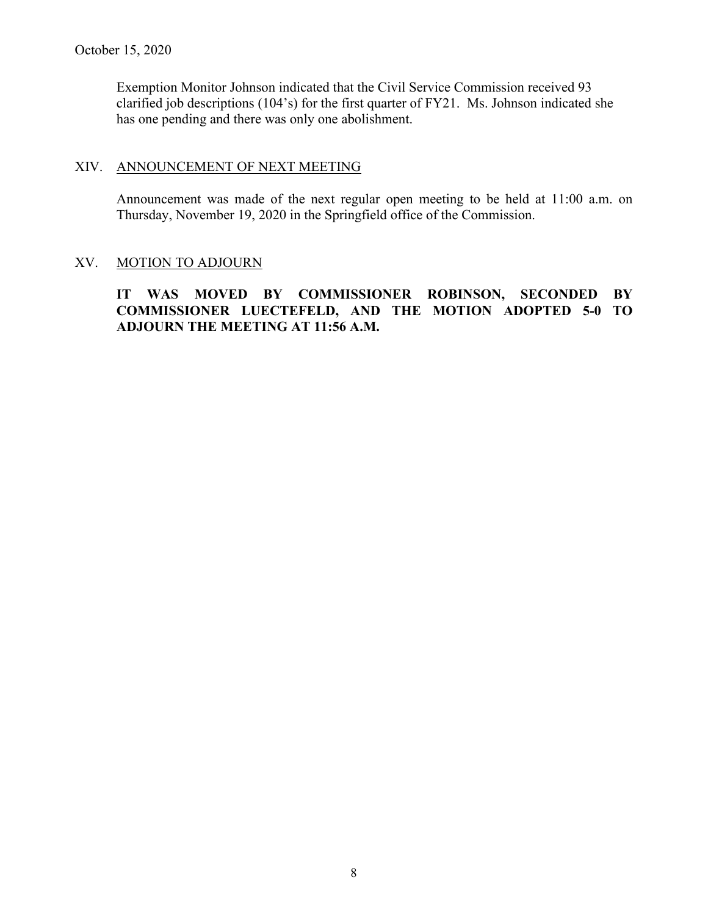Exemption Monitor Johnson indicated that the Civil Service Commission received 93 clarified job descriptions (104's) for the first quarter of FY21. Ms. Johnson indicated she has one pending and there was only one abolishment.

## XIV. ANNOUNCEMENT OF NEXT MEETING

Announcement was made of the next regular open meeting to be held at 11:00 a.m. on Thursday, November 19, 2020 in the Springfield office of the Commission.

## XV. MOTION TO ADJOURN

**IT WAS MOVED BY COMMISSIONER ROBINSON, SECONDED BY COMMISSIONER LUECTEFELD, AND THE MOTION ADOPTED 5-0 TO ADJOURN THE MEETING AT 11:56 A.M.**